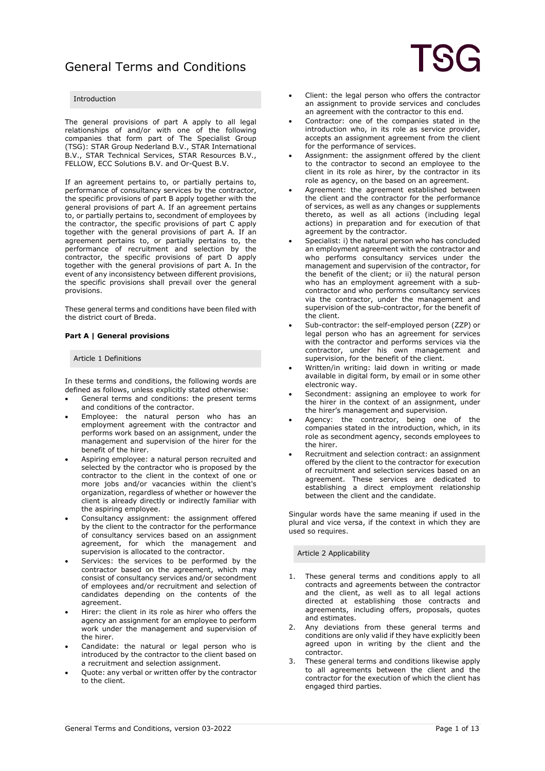# General Terms and Conditions

TSG

## Introduction

The general provisions of part A apply to all legal relationships of and/or with one of the following companies that form part of The Specialist Group (TSG): STAR Group Nederland B.V., STAR International B.V., STAR Technical Services, STAR Resources B.V., FELLOW, ECC Solutions B.V. and Or-Quest B.V.

If an agreement pertains to, or partially pertains to, performance of consultancy services by the contractor, the specific provisions of part B apply together with the general provisions of part A. If an agreement pertains to, or partially pertains to, secondment of employees by the contractor, the specific provisions of part C apply together with the general provisions of part A. If an agreement pertains to, or partially pertains to, the performance of recruitment and selection by the contractor, the specific provisions of part D apply together with the general provisions of part A. In the event of any inconsistency between different provisions, the specific provisions shall prevail over the general provisions.

These general terms and conditions have been filed with the district court of Breda.

## Part A | General provisions

### Article 1 Definitions

In these terms and conditions, the following words are defined as follows, unless explicitly stated otherwise:

- General terms and conditions: the present terms and conditions of the contractor.
- Employee: the natural person who has an employment agreement with the contractor and performs work based on an assignment, under the management and supervision of the hirer for the benefit of the hirer.
- Aspiring employee: a natural person recruited and selected by the contractor who is proposed by the contractor to the client in the context of one or more jobs and/or vacancies within the client's organization, regardless of whether or however the client is already directly or indirectly familiar with the aspiring employee.
- Consultancy assignment: the assignment offered by the client to the contractor for the performance of consultancy services based on an assignment agreement, for which the management and supervision is allocated to the contractor.
- Services: the services to be performed by the contractor based on the agreement, which may consist of consultancy services and/or secondment of employees and/or recruitment and selection of candidates depending on the contents of the agreement.
- Hirer: the client in its role as hirer who offers the agency an assignment for an employee to perform work under the management and supervision of the hirer.
- Candidate: the natural or legal person who is introduced by the contractor to the client based on a recruitment and selection assignment.
- Quote: any verbal or written offer by the contractor to the client.
- Client: the legal person who offers the contractor an assignment to provide services and concludes an agreement with the contractor to this end.
- Contractor: one of the companies stated in the introduction who, in its role as service provider, accepts an assignment agreement from the client for the performance of services.
- Assignment: the assignment offered by the client to the contractor to second an employee to the client in its role as hirer, by the contractor in its role as agency, on the based on an agreement.
- Agreement: the agreement established between the client and the contractor for the performance of services, as well as any changes or supplements thereto, as well as all actions (including legal actions) in preparation and for execution of that agreement by the contractor.
- Specialist: i) the natural person who has concluded an employment agreement with the contractor and who performs consultancy services under the management and supervision of the contractor, for the benefit of the client; or ii) the natural person who has an employment agreement with a sub-contractor and who performs consultancy services via the contractor, under the management and supervision of the sub-contractor, for the benefit of the client.
- Sub-contractor: the self-employed person (ZZP) or legal person who has an agreement for services with the contractor and performs services via the contractor, under his own management and supervision, for the benefit of the client.
- Written/in writing: laid down in writing or made available in digital form, by email or in some other electronic way.
- Secondment: assigning an employee to work for the hirer in the context of an assignment, under the hirer's management and supervision.
- Agency: the contractor, being one of the companies stated in the introduction, which, in its role as secondment agency, seconds employees to the hirer.
- Recruitment and selection contract: an assignment offered by the client to the contractor for execution of recruitment and selection services based on an agreement. These services are dedicated to establishing a direct employment relationship between the client and the candidate.

Singular words have the same meaning if used in the plural and vice versa, if the context in which they are used so requires.

### Article 2 Applicability

1. These general terms and conditions apply to all contracts and agreements between the contractor and the client, as well as to all legal actions directed at establishing those contracts and agreements, including offers, proposals, quotes and estimates.
2. Any deviations from these general terms and conditions are only valid if they have explicitly been agreed upon in writing by the client and the contractor.
3. These general terms and conditions likewise apply to all agreements between the client and the contractor for the execution of which the client has engaged third parties.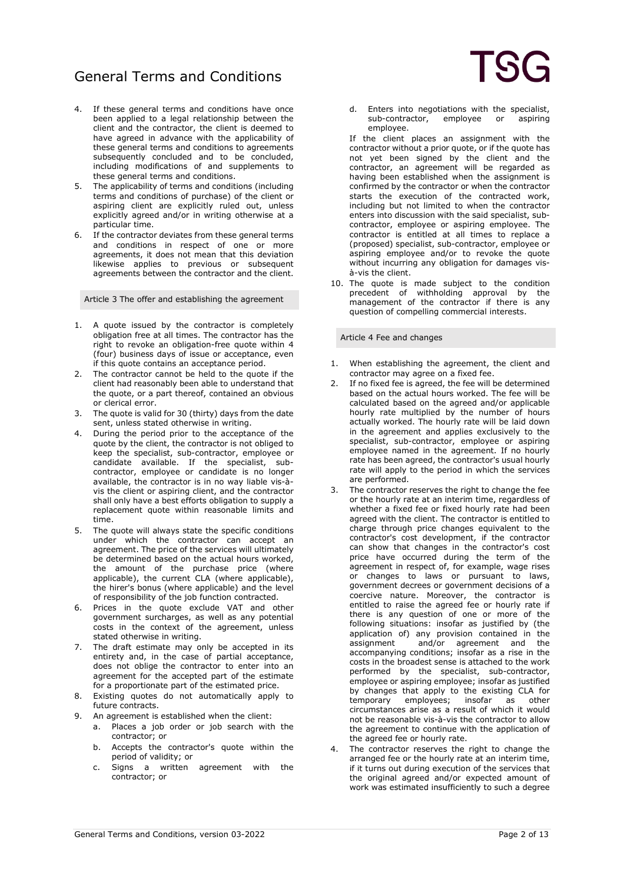4. If these general terms and conditions have once been applied to a legal relationship between the client and the contractor, the client is deemed to have agreed in advance with the applicability of these general terms and conditions to agreements subsequently concluded and to be concluded, including modifications of and supplements to these general terms and conditions.
5. The applicability of terms and conditions (including terms and conditions of purchase) of the client or aspiring client are explicitly ruled out, unless explicitly agreed and/or in writing otherwise at a particular time.
6. If the contractor deviates from these general terms and conditions in respect of one or more agreements, it does not mean that this deviation likewise applies to previous or subsequent agreements between the contractor and the client.

## Article 3 The offer and establishing the agreement

1. A quote issued by the contractor is completely obligation free at all times. The contractor has the right to revoke an obligation-free quote within 4 (four) business days of issue or acceptance, even if this quote contains an acceptance period.
2. The contractor cannot be held to the quote if the client had reasonably been able to understand that the quote, or a part thereof, contained an obvious or clerical error.
3. The quote is valid for 30 (thirty) days from the date sent, unless stated otherwise in writing.
4. During the period prior to the acceptance of the quote by the client, the contractor is not obliged to keep the specialist, sub-contractor, employee or candidate available. If the specialist, sub-contractor, employee or candidate is no longer available, the contractor is in no way liable vis-à-vis the client or aspiring client, and the contractor shall only have a best efforts obligation to supply a replacement quote within reasonable limits and time.
5. The quote will always state the specific conditions under which the contractor can accept an agreement. The price of the services will ultimately be determined based on the actual hours worked, the amount of the purchase price (where applicable), the current CLA (where applicable), the hirer's bonus (where applicable) and the level of responsibility of the job function contracted.
6. Prices in the quote exclude VAT and other government surcharges, as well as any potential costs in the context of the agreement, unless stated otherwise in writing.
7. The draft estimate may only be accepted in its entirety and, in the case of partial acceptance, does not oblige the contractor to enter into an agreement for the accepted part of the estimate for a proportionate part of the estimated price.
8. Existing quotes do not automatically apply to future contracts.
9. An agreement is established when the client:
   a. Places a job order or job search with the contractor; or
   b. Accepts the contractor's quote within the period of validity; or
   c. Signs a written agreement with the contractor; or
   d. Enters into negotiations with the specialist, sub-contractor, employee or aspiring employee.

   If the client places an assignment with the contractor without a prior quote, or if the quote has not yet been signed by the client and the contractor, an agreement will be regarded as having been established when the assignment is confirmed by the contractor or when the contractor starts the execution of the contracted work, including but not limited to when the contractor enters into discussion with the said specialist, sub-contractor, employee or aspiring employee. The contractor is entitled at all times to replace a (proposed) specialist, sub-contractor, employee or aspiring employee and/or to revoke the quote without incurring any obligation for damages vis-à-vis the client.
10. The quote is made subject to the condition precedent of withholding approval by the management of the contractor if there is any question of compelling commercial interests.

## Article 4 Fee and changes

1. When establishing the agreement, the client and contractor may agree on a fixed fee.
2. If no fixed fee is agreed, the fee will be determined based on the actual hours worked. The fee will be calculated based on the agreed and/or applicable hourly rate multiplied by the number of hours actually worked. The hourly rate will be laid down in the agreement and applies exclusively to the specialist, sub-contractor, employee or aspiring employee named in the agreement. If no hourly rate has been agreed, the contractor's usual hourly rate will apply to the period in which the services are performed.
3. The contractor reserves the right to change the fee or the hourly rate at an interim time, regardless of whether a fixed fee or fixed hourly rate had been agreed with the client. The contractor is entitled to charge through price changes equivalent to the contractor's cost development, if the contractor can show that changes in the contractor's cost price have occurred during the term of the agreement in respect of, for example, wage rises or changes to laws or pursuant to laws, government decrees or government decisions of a coercive nature. Moreover, the contractor is entitled to raise the agreed fee or hourly rate if there is any question of one or more of the following situations: insofar as justified by (the application of) any provision contained in the assignment and/or agreement and the accompanying conditions; insofar as a rise in the costs in the broadest sense is attached to the work performed by the specialist, sub-contractor, employee or aspiring employee; insofar as justified by changes that apply to the existing CLA for temporary employees; insofar as other circumstances arise as a result of which it would not be reasonable vis-à-vis the contractor to allow the agreement to continue with the application of the agreed fee or hourly rate.
4. The contractor reserves the right to change the arranged fee or the hourly rate at an interim time, if it turns out during execution of the services that the original agreed and/or expected amount of work was estimated insufficiently to such a degree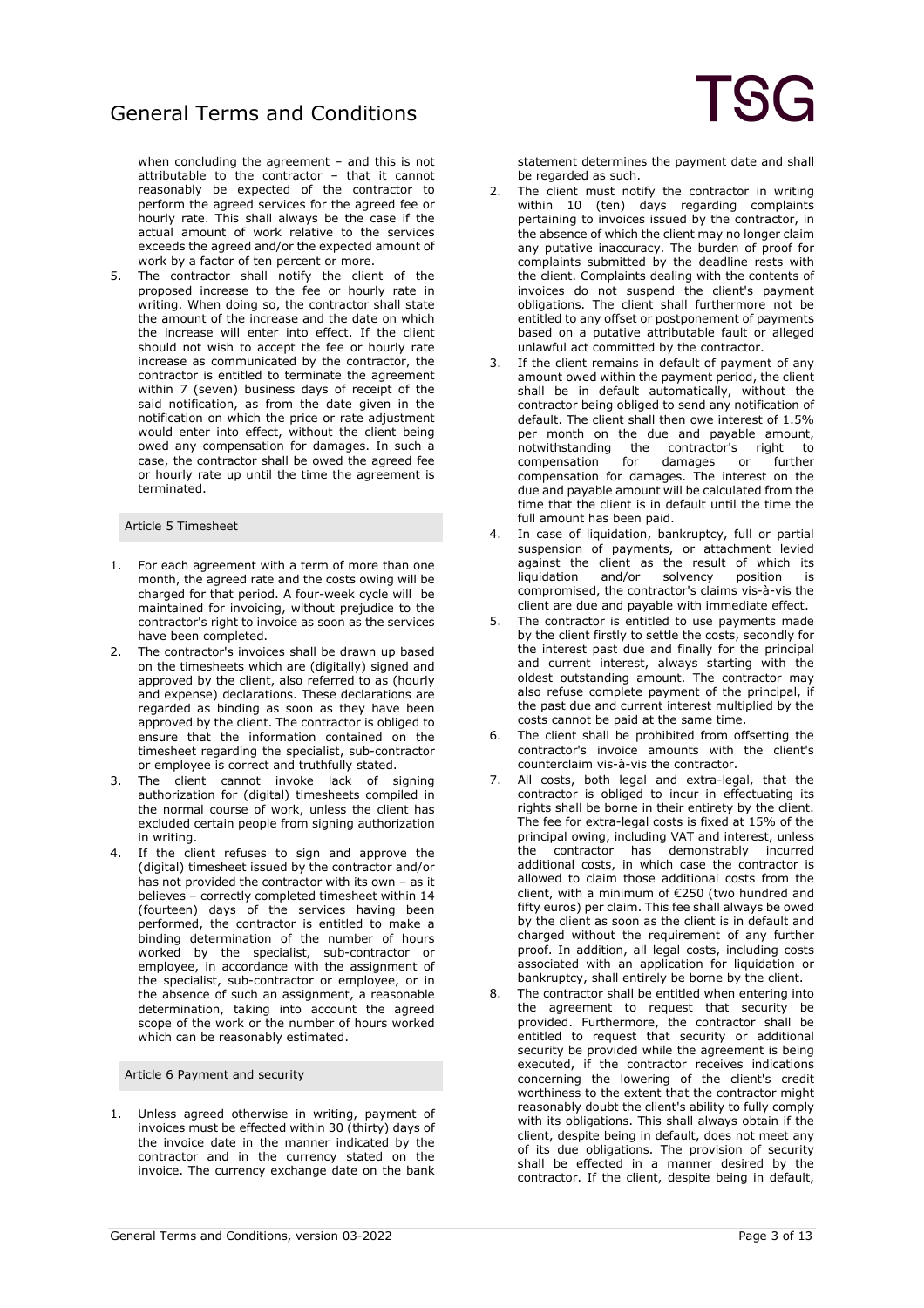when concluding the agreement – and this is not attributable to the contractor – that it cannot reasonably be expected of the contractor to perform the agreed services for the agreed fee or hourly rate. This shall always be the case if the actual amount of work relative to the services exceeds the agreed and/or the expected amount of work by a factor of ten percent or more.

5. The contractor shall notify the client of the proposed increase to the fee or hourly rate in writing. When doing so, the contractor shall state the amount of the increase and the date on which the increase will enter into effect. If the client should not wish to accept the fee or hourly rate increase as communicated by the contractor, the contractor is entitled to terminate the agreement within 7 (seven) business days of receipt of the said notification, as from the date given in the notification on which the price or rate adjustment would enter into effect, without the client being owed any compensation for damages. In such a case, the contractor shall be owed the agreed fee or hourly rate up until the time the agreement is terminated.

### Article 5 Timesheet

1. For each agreement with a term of more than one month, the agreed rate and the costs owing will be charged for that period. A four-week cycle will be maintained for invoicing, without prejudice to the contractor's right to invoice as soon as the services have been completed.
2. The contractor's invoices shall be drawn up based on the timesheets which are (digitally) signed and approved by the client, also referred to as (hourly and expense) declarations. These declarations are regarded as binding as soon as they have been approved by the client. The contractor is obliged to ensure that the information contained on the timesheet regarding the specialist, sub-contractor or employee is correct and truthfully stated.
3. The client cannot invoke lack of signing authorization for (digital) timesheets compiled in the normal course of work, unless the client has excluded certain people from signing authorization in writing.
4. If the client refuses to sign and approve the (digital) timesheet issued by the contractor and/or has not provided the contractor with its own – as it believes – correctly completed timesheet within 14 (fourteen) days of the services having been performed, the contractor is entitled to make a binding determination of the number of hours worked by the specialist, sub-contractor or employee, in accordance with the assignment of the specialist, sub-contractor or employee, or in the absence of such an assignment, a reasonable determination, taking into account the agreed scope of the work or the number of hours worked which can be reasonably estimated.

### Article 6 Payment and security

1. Unless agreed otherwise in writing, payment of invoices must be effected within 30 (thirty) days of the invoice date in the manner indicated by the contractor and in the currency stated on the invoice. The currency exchange date on the bank statement determines the payment date and shall be regarded as such.
2. The client must notify the contractor in writing within 10 (ten) days regarding complaints pertaining to invoices issued by the contractor, in the absence of which the client may no longer claim any putative inaccuracy. The burden of proof for complaints submitted by the deadline rests with the client. Complaints dealing with the contents of invoices do not suspend the client's payment obligations. The client shall furthermore not be entitled to any offset or postponement of payments based on a putative attributable fault or alleged unlawful act committed by the contractor.
3. If the client remains in default of payment of any amount owed within the payment period, the client shall be in default automatically, without the contractor being obliged to send any notification of default. The client shall then owe interest of 1.5% per month on the due and payable amount, notwithstanding the contractor's right to compensation for damages or further compensation for damages. The interest on the due and payable amount will be calculated from the time that the client is in default until the time the full amount has been paid.
4. In case of liquidation, bankruptcy, full or partial suspension of payments, or attachment levied against the client as the result of which its liquidation and/or solvency position is compromised, the contractor's claims vis-à-vis the client are due and payable with immediate effect.
5. The contractor is entitled to use payments made by the client firstly to settle the costs, secondly for the interest past due and finally for the principal and current interest, always starting with the oldest outstanding amount. The contractor may also refuse complete payment of the principal, if the past due and current interest multiplied by the costs cannot be paid at the same time.
6. The client shall be prohibited from offsetting the contractor's invoice amounts with the client's counterclaim vis-à-vis the contractor.
7. All costs, both legal and extra-legal, that the contractor is obliged to incur in effectuating its rights shall be borne in their entirety by the client. The fee for extra-legal costs is fixed at 15% of the principal owing, including VAT and interest, unless the contractor has demonstrably incurred additional costs, in which case the contractor is allowed to claim those additional costs from the client, with a minimum of €250 (two hundred and fifty euros) per claim. This fee shall always be owed by the client as soon as the client is in default and charged without the requirement of any further proof. In addition, all legal costs, including costs associated with an application for liquidation or bankruptcy, shall entirely be borne by the client.
8. The contractor shall be entitled when entering into the agreement to request that security be provided. Furthermore, the contractor shall be entitled to request that security or additional security be provided while the agreement is being executed, if the contractor receives indications concerning the lowering of the client's credit worthiness to the extent that the contractor might reasonably doubt the client's ability to fully comply with its obligations. This shall always obtain if the client, despite being in default, does not meet any of its due obligations. The provision of security shall be effected in a manner desired by the contractor. If the client, despite being in default,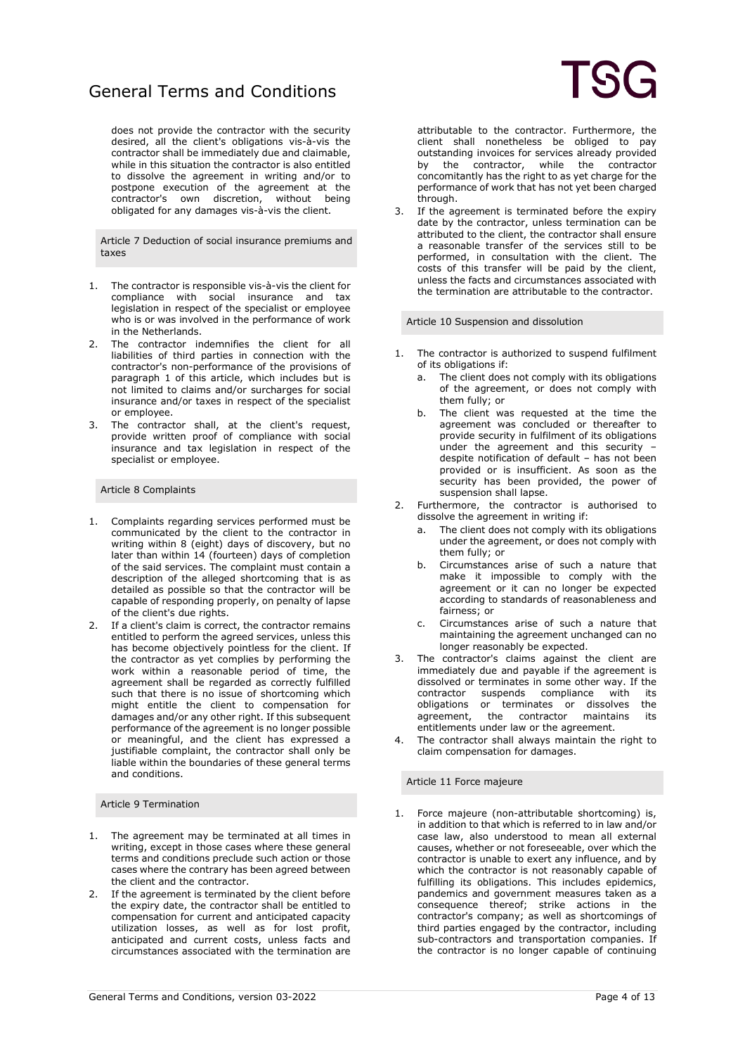does not provide the contractor with the security desired, all the client's obligations vis-à-vis the contractor shall be immediately due and claimable, while in this situation the contractor is also entitled to dissolve the agreement in writing and/or to postpone execution of the agreement at the contractor's own discretion, without being obligated for any damages vis-à-vis the client.

## Article 7 Deduction of social insurance premiums and taxes

1. The contractor is responsible vis-à-vis the client for compliance with social insurance and tax legislation in respect of the specialist or employee who is or was involved in the performance of work in the Netherlands.
2. The contractor indemnifies the client for all liabilities of third parties in connection with the contractor's non-performance of the provisions of paragraph 1 of this article, which includes but is not limited to claims and/or surcharges for social insurance and/or taxes in respect of the specialist or employee.
3. The contractor shall, at the client's request, provide written proof of compliance with social insurance and tax legislation in respect of the specialist or employee.

## Article 8 Complaints

1. Complaints regarding services performed must be communicated by the client to the contractor in writing within 8 (eight) days of discovery, but no later than within 14 (fourteen) days of completion of the said services. The complaint must contain a description of the alleged shortcoming that is as detailed as possible so that the contractor will be capable of responding properly, on penalty of lapse of the client's due rights.
2. If a client's claim is correct, the contractor remains entitled to perform the agreed services, unless this has become objectively pointless for the client. If the contractor as yet complies by performing the work within a reasonable period of time, the agreement shall be regarded as correctly fulfilled such that there is no issue of shortcoming which might entitle the client to compensation for damages and/or any other right. If this subsequent performance of the agreement is no longer possible or meaningful, and the client has expressed a justifiable complaint, the contractor shall only be liable within the boundaries of these general terms and conditions.

## Article 9 Termination

1. The agreement may be terminated at all times in writing, except in those cases where these general terms and conditions preclude such action or those cases where the contrary has been agreed between the client and the contractor.
2. If the agreement is terminated by the client before the expiry date, the contractor shall be entitled to compensation for current and anticipated capacity utilization losses, as well as for lost profit, anticipated and current costs, unless facts and circumstances associated with the termination are attributable to the contractor. Furthermore, the client shall nonetheless be obliged to pay outstanding invoices for services already provided by the contractor, while the contractor concomitantly has the right to as yet charge for the performance of work that has not yet been charged through.
3. If the agreement is terminated before the expiry date by the contractor, unless termination can be attributed to the client, the contractor shall ensure a reasonable transfer of the services still to be performed, in consultation with the client. The costs of this transfer will be paid by the client, unless the facts and circumstances associated with the termination are attributable to the contractor.

## Article 10 Suspension and dissolution

1. The contractor is authorized to suspend fulfilment of its obligations if:
   a. The client does not comply with its obligations of the agreement, or does not comply with them fully; or
   b. The client was requested at the time the agreement was concluded or thereafter to provide security in fulfilment of its obligations under the agreement and this security – despite notification of default – has not been provided or is insufficient. As soon as the security has been provided, the power of suspension shall lapse.
2. Furthermore, the contractor is authorised to dissolve the agreement in writing if:
   a. The client does not comply with its obligations under the agreement, or does not comply with them fully; or
   b. Circumstances arise of such a nature that make it impossible to comply with the agreement or it can no longer be expected according to standards of reasonableness and fairness; or
   c. Circumstances arise of such a nature that maintaining the agreement unchanged can no longer reasonably be expected.
3. The contractor's claims against the client are immediately due and payable if the agreement is dissolved or terminates in some other way. If the contractor suspends compliance with its obligations or terminates or dissolves the agreement, the contractor maintains its entitlements under law or the agreement.
4. The contractor shall always maintain the right to claim compensation for damages.

## Article 11 Force majeure

1. Force majeure (non-attributable shortcoming) is, in addition to that which is referred to in law and/or case law, also understood to mean all external causes, whether or not foreseeable, over which the contractor is unable to exert any influence, and by which the contractor is not reasonably capable of fulfilling its obligations. This includes epidemics, pandemics and government measures taken as a consequence thereof; strike actions in the contractor's company; as well as shortcomings of third parties engaged by the contractor, including sub-contractors and transportation companies. If the contractor is no longer capable of continuing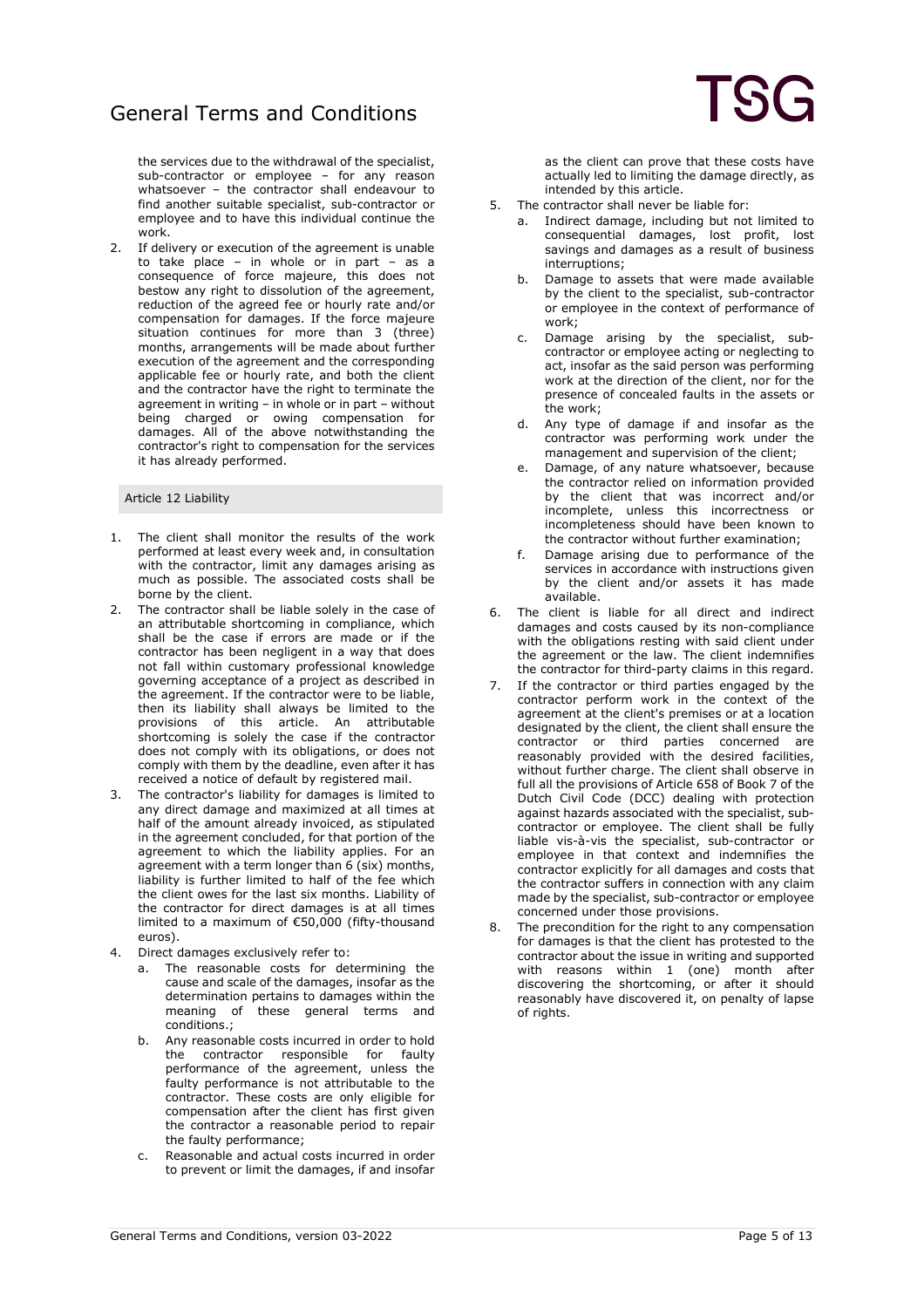the services due to the withdrawal of the specialist, sub-contractor or employee – for any reason whatsoever – the contractor shall endeavour to find another suitable specialist, sub-contractor or employee and to have this individual continue the work.

2. If delivery or execution of the agreement is unable to take place – in whole or in part – as a consequence of force majeure, this does not bestow any right to dissolution of the agreement, reduction of the agreed fee or hourly rate and/or compensation for damages. If the force majeure situation continues for more than 3 (three) months, arrangements will be made about further execution of the agreement and the corresponding applicable fee or hourly rate, and both the client and the contractor have the right to terminate the agreement in writing – in whole or in part – without being charged or owing compensation for damages. All of the above notwithstanding the contractor's right to compensation for the services it has already performed.

## Article 12 Liability

1. The client shall monitor the results of the work performed at least every week and, in consultation with the contractor, limit any damages arising as much as possible. The associated costs shall be borne by the client.
2. The contractor shall be liable solely in the case of an attributable shortcoming in compliance, which shall be the case if errors are made or if the contractor has been negligent in a way that does not fall within customary professional knowledge governing acceptance of a project as described in the agreement. If the contractor were to be liable, then its liability shall always be limited to the provisions of this article. An attributable shortcoming is solely the case if the contractor does not comply with its obligations, or does not comply with them by the deadline, even after it has received a notice of default by registered mail.
3. The contractor's liability for damages is limited to any direct damage and maximized at all times at half of the amount already invoiced, as stipulated in the agreement concluded, for that portion of the agreement to which the liability applies. For an agreement with a term longer than 6 (six) months, liability is further limited to half of the fee which the client owes for the last six months. Liability of the contractor for direct damages is at all times limited to a maximum of €50,000 (fifty-thousand euros).
4. Direct damages exclusively refer to:
    a. The reasonable costs for determining the cause and scale of the damages, insofar as the determination pertains to damages within the meaning of these general terms and conditions.;
    b. Any reasonable costs incurred in order to hold the contractor responsible for faulty performance of the agreement, unless the faulty performance is not attributable to the contractor. These costs are only eligible for compensation after the client has first given the contractor a reasonable period to repair the faulty performance;
    c. Reasonable and actual costs incurred in order to prevent or limit the damages, if and insofar as the client can prove that these costs have actually led to limiting the damage directly, as intended by this article.
5. The contractor shall never be liable for:
    a. Indirect damage, including but not limited to consequential damages, lost profit, lost savings and damages as a result of business interruptions;
    b. Damage to assets that were made available by the client to the specialist, sub-contractor or employee in the context of performance of work;
    c. Damage arising by the specialist, sub-contractor or employee acting or neglecting to act, insofar as the said person was performing work at the direction of the client, nor for the presence of concealed faults in the assets or the work;
    d. Any type of damage if and insofar as the contractor was performing work under the management and supervision of the client;
    e. Damage, of any nature whatsoever, because the contractor relied on information provided by the client that was incorrect and/or incomplete, unless this incorrectness or incompleteness should have been known to the contractor without further examination;
    f. Damage arising due to performance of the services in accordance with instructions given by the client and/or assets it has made available.
6. The client is liable for all direct and indirect damages and costs caused by its non-compliance with the obligations resting with said client under the agreement or the law. The client indemnifies the contractor for third-party claims in this regard.
7. If the contractor or third parties engaged by the contractor perform work in the context of the agreement at the client's premises or at a location designated by the client, the client shall ensure the contractor or third parties concerned are reasonably provided with the desired facilities, without further charge. The client shall observe in full all the provisions of Article 658 of Book 7 of the Dutch Civil Code (DCC) dealing with protection against hazards associated with the specialist, sub-contractor or employee. The client shall be fully liable vis-à-vis the specialist, sub-contractor or employee in that context and indemnifies the contractor explicitly for all damages and costs that the contractor suffers in connection with any claim made by the specialist, sub-contractor or employee concerned under those provisions.
8. The precondition for the right to any compensation for damages is that the client has protested to the contractor about the issue in writing and supported with reasons within 1 (one) month after discovering the shortcoming, or after it should reasonably have discovered it, on penalty of lapse of rights.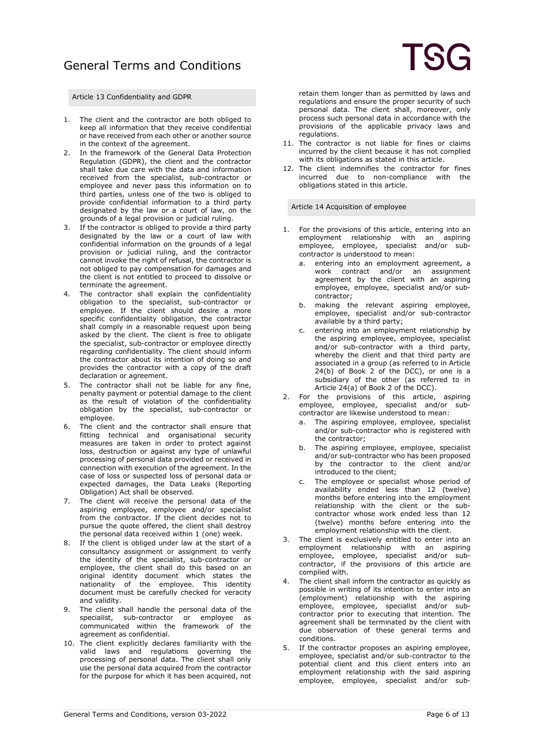## Article 13 Confidentiality and GDPR

1. The client and the contractor are both obliged to keep all information that they receive condifential or have received from each other or another source in the context of the agreement.
2. In the framework of the General Data Protection Regulation (GDPR), the client and the contractor shall take due care with the data and information received from the specialist, sub-contractor or employee and never pass this information on to third parties, unless one of the two is obliged to provide confidential information to a third party designated by the law or a court of law, on the grounds of a legal provision or judicial ruling.
3. If the contractor is obliged to provide a third party designated by the law or a court of law with confidential information on the grounds of a legal provision or judicial ruling, and the contractor cannot invoke the right of refusal, the contractor is not obliged to pay compensation for damages and the client is not entitled to proceed to dissolve or terminate the agreement.
4. The contractor shall explain the confidentiality obligation to the specialist, sub-contractor or employee. If the client should desire a more specific confidentiality obligation, the contractor shall comply in a reasonable request upon being asked by the client. The client is free to obligate the specialist, sub-contractor or employee directly regarding confidentiality. The client should inform the contractor about its intention of doing so and provides the contractor with a copy of the draft declaration or agreement.
5. The contractor shall not be liable for any fine, penalty payment or potential damage to the client as the result of violation of the confidentiality obligation by the specialist, sub-contractor or employee.
6. The client and the contractor shall ensure that fitting technical and organisational security measures are taken in order to protect against loss, destruction or against any type of unlawful processing of personal data provided or received in connection with execution of the agreement. In the case of loss or suspected loss of personal data or expected damages, the Data Leaks (Reporting Obligation) Act shall be observed.
7. The client will receive the personal data of the aspiring employee, employee and/or specialist from the contractor. If the client decides not to pursue the quote offered, the client shall destroy the personal data received within 1 (one) week.
8. If the client is obliged under law at the start of a consultancy assignment or assignment to verify the identity of the specialist, sub-contractor or employee, the client shall do this based on an original identity document which states the nationality of the employee. This identity document must be carefully checked for veracity and validity.
9. The client shall handle the personal data of the specialist, sub-contractor or employee as communicated within the framework of the agreement as confidential.
10. The client explicitly declares familiarity with the valid laws and regulations governing the processing of personal data. The client shall only use the personal data acquired from the contractor for the purpose for which it has been acquired, not retain them longer than as permitted by laws and regulations and ensure the proper security of such personal data. The client shall, moreover, only process such personal data in accordance with the provisions of the applicable privacy laws and regulations.
11. The contractor is not liable for fines or claims incurred by the client because it has not complied with its obligations as stated in this article.
12. The client indemnifies the contractor for fines incurred due to non-compliance with the obligations stated in this article.

## Article 14 Acquisition of employee

1. For the provisions of this article, entering into an employment relationship with an aspiring employee, employee, specialist and/or sub-contractor is understood to mean:
   a. entering into an employment agreement, a work contract and/or an assignment agreement by the client with an aspiring employee, employee, specialist and/or sub-contractor;
   b. making the relevant aspiring employee, employee, specialist and/or sub-contractor available by a third party;
   c. entering into an employment relationship by the aspiring employee, employee, specialist and/or sub-contractor with a third party, whereby the client and that third party are associated in a group (as referred to in Article 24(b) of Book 2 of the DCC), or one is a subsidiary of the other (as referred to in Article 24(a) of Book 2 of the DCC).
2. For the provisions of this article, aspiring employee, employee, specialist and/or sub-contractor are likewise understood to mean:
   a. The aspiring employee, employee, specialist and/or sub-contractor who is registered with the contractor;
   b. The aspiring employee, employee, specialist and/or sub-contractor who has been proposed by the contractor to the client and/or introduced to the client;
   c. The employee or specialist whose period of availability ended less than 12 (twelve) months before entering into the employment relationship with the client or the sub-contractor whose work ended less than 12 (twelve) months before entering into the employment relationship with the client.
3. The client is exclusively entitled to enter into an employment relationship with an aspiring employee, employee, specialist and/or sub-contractor, if the provisions of this article are complied with.
4. The client shall inform the contractor as quickly as possible in writing of its intention to enter into an (employment) relationship with the aspiring employee, employee, specialist and/or sub-contractor prior to executing that intention. The agreement shall be terminated by the client with due observation of these general terms and conditions.
5. If the contractor proposes an aspiring employee, employee, specialist and/or sub-contractor to the potential client and this client enters into an employment relationship with the said aspiring employee, employee, specialist and/or sub-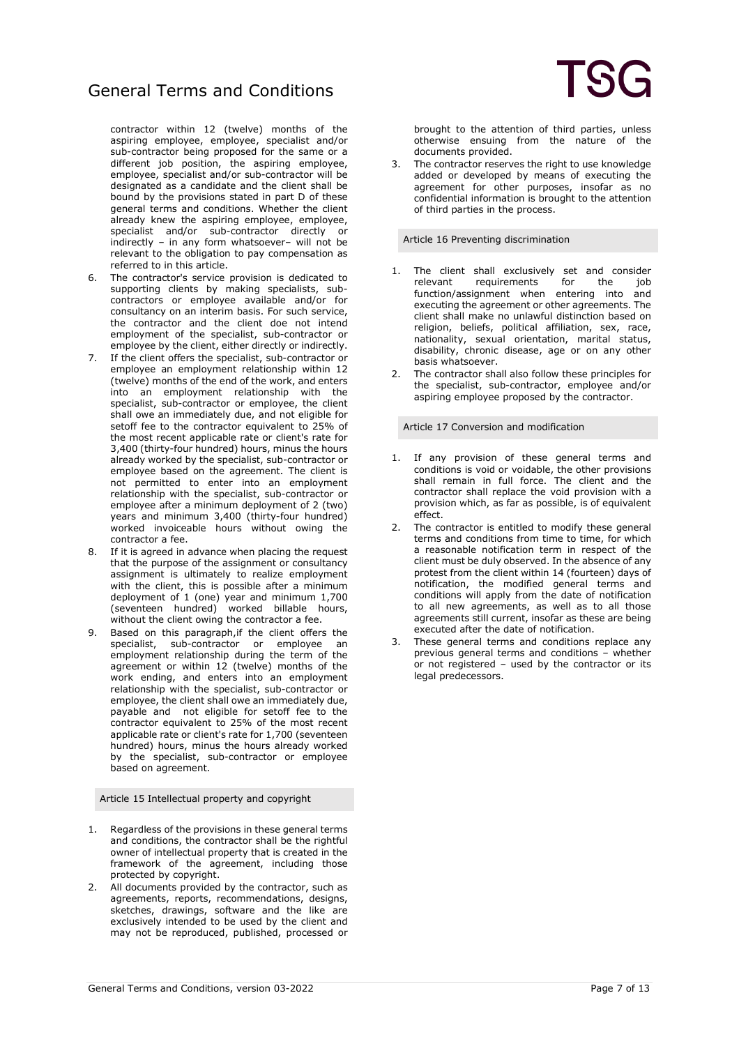contractor within 12 (twelve) months of the aspiring employee, employee, specialist and/or sub-contractor being proposed for the same or a different job position, the aspiring employee, employee, specialist and/or sub-contractor will be designated as a candidate and the client shall be bound by the provisions stated in part D of these general terms and conditions. Whether the client already knew the aspiring employee, employee, specialist and/or sub-contractor directly or indirectly – in any form whatsoever– will not be relevant to the obligation to pay compensation as referred to in this article.

6. The contractor's service provision is dedicated to supporting clients by making specialists, sub-contractors or employee available and/or for consultancy on an interim basis. For such service, the contractor and the client doe not intend employment of the specialist, sub-contractor or employee by the client, either directly or indirectly.
7. If the client offers the specialist, sub-contractor or employee an employment relationship within 12 (twelve) months of the end of the work, and enters into an employment relationship with the specialist, sub-contractor or employee, the client shall owe an immediately due, and not eligible for setoff fee to the contractor equivalent to 25% of the most recent applicable rate or client's rate for 3,400 (thirty-four hundred) hours, minus the hours already worked by the specialist, sub-contractor or employee based on the agreement. The client is not permitted to enter into an employment relationship with the specialist, sub-contractor or employee after a minimum deployment of 2 (two) years and minimum 3,400 (thirty-four hundred) worked invoiceable hours without owing the contractor a fee.
8. If it is agreed in advance when placing the request that the purpose of the assignment or consultancy assignment is ultimately to realize employment with the client, this is possible after a minimum deployment of 1 (one) year and minimum 1,700 (seventeen hundred) worked billable hours, without the client owing the contractor a fee.
9. Based on this paragraph,if the client offers the specialist, sub-contractor or employee an employment relationship during the term of the agreement or within 12 (twelve) months of the work ending, and enters into an employment relationship with the specialist, sub-contractor or employee, the client shall owe an immediately due, payable and not eligible for setoff fee to the contractor equivalent to 25% of the most recent applicable rate or client's rate for 1,700 (seventeen hundred) hours, minus the hours already worked by the specialist, sub-contractor or employee based on agreement.

## Article 15 Intellectual property and copyright

1. Regardless of the provisions in these general terms and conditions, the contractor shall be the rightful owner of intellectual property that is created in the framework of the agreement, including those protected by copyright.
2. All documents provided by the contractor, such as agreements, reports, recommendations, designs, sketches, drawings, software and the like are exclusively intended to be used by the client and may not be reproduced, published, processed or brought to the attention of third parties, unless otherwise ensuing from the nature of the documents provided.
3. The contractor reserves the right to use knowledge added or developed by means of executing the agreement for other purposes, insofar as no confidential information is brought to the attention of third parties in the process.

## Article 16 Preventing discrimination

1. The client shall exclusively set and consider relevant requirements for the job function/assignment when entering into and executing the agreement or other agreements. The client shall make no unlawful distinction based on religion, beliefs, political affiliation, sex, race, nationality, sexual orientation, marital status, disability, chronic disease, age or on any other basis whatsoever.
2. The contractor shall also follow these principles for the specialist, sub-contractor, employee and/or aspiring employee proposed by the contractor.

## Article 17 Conversion and modification

1. If any provision of these general terms and conditions is void or voidable, the other provisions shall remain in full force. The client and the contractor shall replace the void provision with a provision which, as far as possible, is of equivalent effect.
2. The contractor is entitled to modify these general terms and conditions from time to time, for which a reasonable notification term in respect of the client must be duly observed. In the absence of any protest from the client within 14 (fourteen) days of notification, the modified general terms and conditions will apply from the date of notification to all new agreements, as well as to all those agreements still current, insofar as these are being executed after the date of notification.
3. These general terms and conditions replace any previous general terms and conditions – whether or not registered – used by the contractor or its legal predecessors.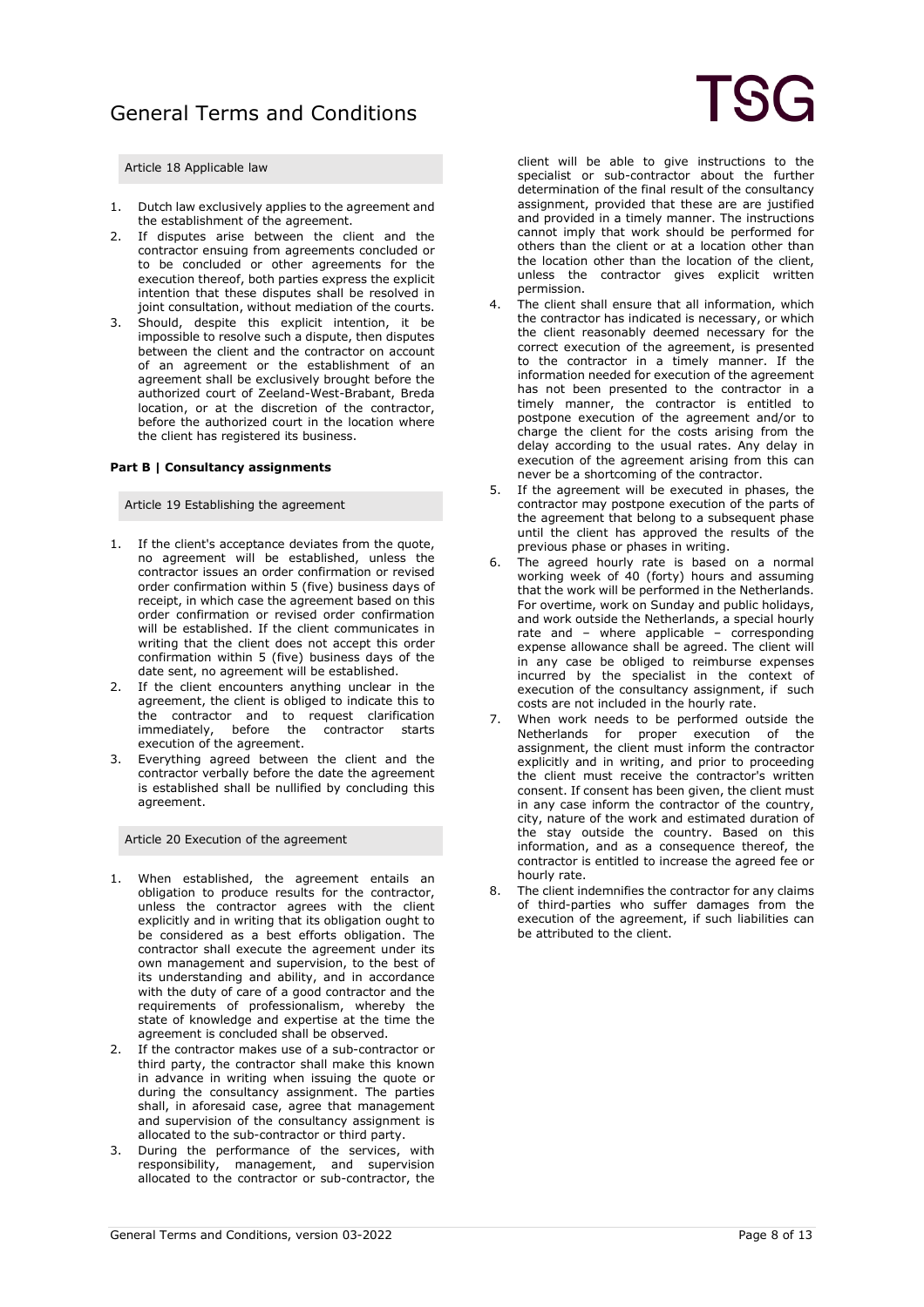### Article 18 Applicable law

1. Dutch law exclusively applies to the agreement and the establishment of the agreement.
2. If disputes arise between the client and the contractor ensuing from agreements concluded or to be concluded or other agreements for the execution thereof, both parties express the explicit intention that these disputes shall be resolved in joint consultation, without mediation of the courts.
3. Should, despite this explicit intention, it be impossible to resolve such a dispute, then disputes between the client and the contractor on account of an agreement or the establishment of an agreement shall be exclusively brought before the authorized court of Zeeland-West-Brabant, Breda location, or at the discretion of the contractor, before the authorized court in the location where the client has registered its business.

## Part B | Consultancy assignments

### Article 19 Establishing the agreement

1. If the client's acceptance deviates from the quote, no agreement will be established, unless the contractor issues an order confirmation or revised order confirmation within 5 (five) business days of receipt, in which case the agreement based on this order confirmation or revised order confirmation will be established. If the client communicates in writing that the client does not accept this order confirmation within 5 (five) business days of the date sent, no agreement will be established.
2. If the client encounters anything unclear in the agreement, the client is obliged to indicate this to the contractor and to request clarification immediately, before the contractor starts execution of the agreement.
3. Everything agreed between the client and the contractor verbally before the date the agreement is established shall be nullified by concluding this agreement.

### Article 20 Execution of the agreement

1. When established, the agreement entails an obligation to produce results for the contractor, unless the contractor agrees with the client explicitly and in writing that its obligation ought to be considered as a best efforts obligation. The contractor shall execute the agreement under its own management and supervision, to the best of its understanding and ability, and in accordance with the duty of care of a good contractor and the requirements of professionalism, whereby the state of knowledge and expertise at the time the agreement is concluded shall be observed.
2. If the contractor makes use of a sub-contractor or third party, the contractor shall make this known in advance in writing when issuing the quote or during the consultancy assignment. The parties shall, in aforesaid case, agree that management and supervision of the consultancy assignment is allocated to the sub-contractor or third party.
3. During the performance of the services, with responsibility, management, and supervision allocated to the contractor or sub-contractor, the client will be able to give instructions to the specialist or sub-contractor about the further determination of the final result of the consultancy assignment, provided that these are are justified and provided in a timely manner. The instructions cannot imply that work should be performed for others than the client or at a location other than the location other than the location of the client, unless the contractor gives explicit written permission.
4. The client shall ensure that all information, which the contractor has indicated is necessary, or which the client reasonably deemed necessary for the correct execution of the agreement, is presented to the contractor in a timely manner. If the information needed for execution of the agreement has not been presented to the contractor in a timely manner, the contractor is entitled to postpone execution of the agreement and/or to charge the client for the costs arising from the delay according to the usual rates. Any delay in execution of the agreement arising from this can never be a shortcoming of the contractor.
5. If the agreement will be executed in phases, the contractor may postpone execution of the parts of the agreement that belong to a subsequent phase until the client has approved the results of the previous phase or phases in writing.
6. The agreed hourly rate is based on a normal working week of 40 (forty) hours and assuming that the work will be performed in the Netherlands. For overtime, work on Sunday and public holidays, and work outside the Netherlands, a special hourly rate and – where applicable – corresponding expense allowance shall be agreed. The client will in any case be obliged to reimburse expenses incurred by the specialist in the context of execution of the consultancy assignment, if such costs are not included in the hourly rate.
7. When work needs to be performed outside the Netherlands for proper execution of the assignment, the client must inform the contractor explicitly and in writing, and prior to proceeding the client must receive the contractor's written consent. If consent has been given, the client must in any case inform the contractor of the country, city, nature of the work and estimated duration of the stay outside the country. Based on this information, and as a consequence thereof, the contractor is entitled to increase the agreed fee or hourly rate.
8. The client indemnifies the contractor for any claims of third-parties who suffer damages from the execution of the agreement, if such liabilities can be attributed to the client.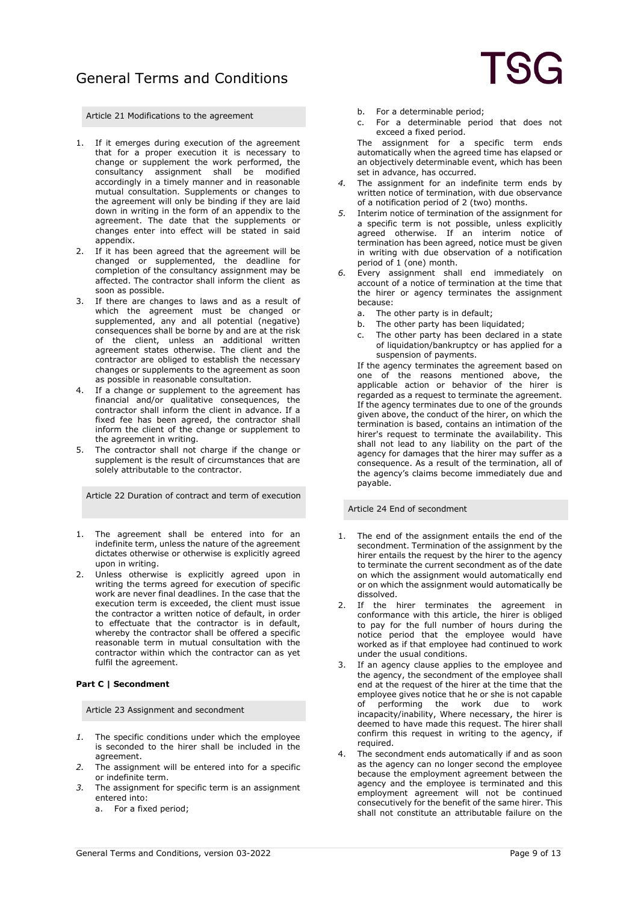### Article 21 Modifications to the agreement

1. If it emerges during execution of the agreement that for a proper execution it is necessary to change or supplement the work performed, the consultancy assignment shall be modified accordingly in a timely manner and in reasonable mutual consultation. Supplements or changes to the agreement will only be binding if they are laid down in writing in the form of an appendix to the agreement. The date that the supplements or changes enter into effect will be stated in said appendix.
2. If it has been agreed that the agreement will be changed or supplemented, the deadline for completion of the consultancy assignment may be affected. The contractor shall inform the client as soon as possible.
3. If there are changes to laws and as a result of which the agreement must be changed or supplemented, any and all potential (negative) consequences shall be borne by and are at the risk of the client, unless an additional written agreement states otherwise. The client and the contractor are obliged to establish the necessary changes or supplements to the agreement as soon as possible in reasonable consultation.
4. If a change or supplement to the agreement has financial and/or qualitative consequences, the contractor shall inform the client in advance. If a fixed fee has been agreed, the contractor shall inform the client of the change or supplement to the agreement in writing.
5. The contractor shall not charge if the change or supplement is the result of circumstances that are solely attributable to the contractor.

### Article 22 Duration of contract and term of execution

1. The agreement shall be entered into for an indefinite term, unless the nature of the agreement dictates otherwise or otherwise is explicitly agreed upon in writing.
2. Unless otherwise is explicitly agreed upon in writing the terms agreed for execution of specific work are never final deadlines. In the case that the execution term is exceeded, the client must issue the contractor a written notice of default, in order to effectuate that the contractor is in default, whereby the contractor shall be offered a specific reasonable term in mutual consultation with the contractor within which the contractor can as yet fulfil the agreement.

## Part C | Secondment

### Article 23 Assignment and secondment

1. The specific conditions under which the employee is seconded to the hirer shall be included in the agreement.
2. The assignment will be entered into for a specific or indefinite term.
3. The assignment for specific term is an assignment entered into:
   a. For a fixed period;
   b. For a determinable period;
   c. For a determinable period that does not exceed a fixed period.

   The assignment for a specific term ends automatically when the agreed time has elapsed or an objectively determinable event, which has been set in advance, has occurred.
4. The assignment for an indefinite term ends by written notice of termination, with due observance of a notification period of 2 (two) months.
5. Interim notice of termination of the assignment for a specific term is not possible, unless explicitly agreed otherwise. If an interim notice of termination has been agreed, notice must be given in writing with due observation of a notification period of 1 (one) month.
6. Every assignment shall end immediately on account of a notice of termination at the time that the hirer or agency terminates the assignment because:
   a. The other party is in default;
   b. The other party has been liquidated;
   c. The other party has been declared in a state of liquidation/bankruptcy or has applied for a suspension of payments.

   If the agency terminates the agreement based on one of the reasons mentioned above, the applicable action or behavior of the hirer is regarded as a request to terminate the agreement. If the agency terminates due to one of the grounds given above, the conduct of the hirer, on which the termination is based, contains an intimation of the hirer's request to terminate the availability. This shall not lead to any liability on the part of the agency for damages that the hirer may suffer as a consequence. As a result of the termination, all of the agency's claims become immediately due and payable.

### Article 24 End of secondment

1. The end of the assignment entails the end of the secondment. Termination of the assignment by the hirer entails the request by the hirer to the agency to terminate the current secondment as of the date on which the assignment would automatically end or on which the assignment would automatically be dissolved.
2. If the hirer terminates the agreement in conformance with this article, the hirer is obliged to pay for the full number of hours during the notice period that the employee would have worked as if that employee had continued to work under the usual conditions.
3. If an agency clause applies to the employee and the agency, the secondment of the employee shall end at the request of the hirer at the time that the employee gives notice that he or she is not capable of performing the work due to work incapacity/inability, Where necessary, the hirer is deemed to have made this request. The hirer shall confirm this request in writing to the agency, if required.
4. The secondment ends automatically if and as soon as the agency can no longer second the employee because the employment agreement between the agency and the employee is terminated and this employment agreement will not be continued consecutively for the benefit of the same hirer. This shall not constitute an attributable failure on the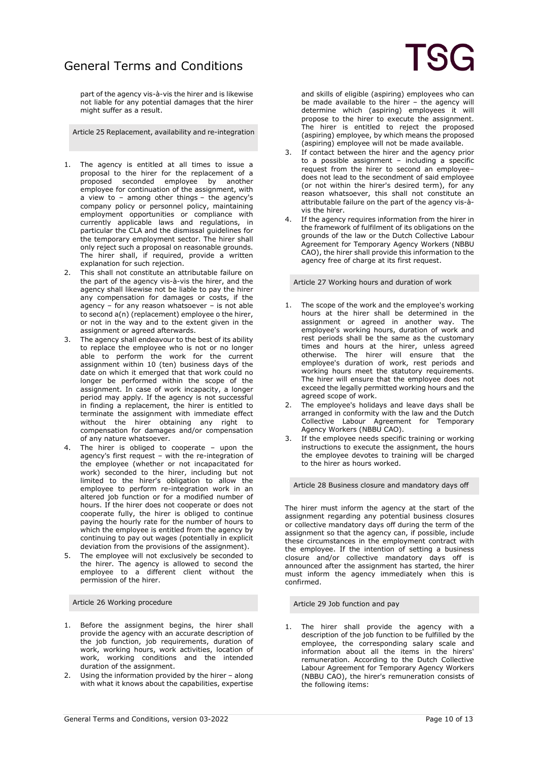part of the agency vis-à-vis the hirer and is likewise not liable for any potential damages that the hirer might suffer as a result.

## Article 25 Replacement, availability and re-integration

1. The agency is entitled at all times to issue a proposal to the hirer for the replacement of a proposed seconded employee by another employee for continuation of the assignment, with a view to – among other things – the agency's company policy or personnel policy, maintaining employment opportunities or compliance with currently applicable laws and regulations, in particular the CLA and the dismissal guidelines for the temporary employment sector. The hirer shall only reject such a proposal on reasonable grounds. The hirer shall, if required, provide a written explanation for such rejection.
2. This shall not constitute an attributable failure on the part of the agency vis-à-vis the hirer, and the agency shall likewise not be liable to pay the hirer any compensation for damages or costs, if the agency – for any reason whatsoever – is not able to second a(n) (replacement) employee o the hirer, or not in the way and to the extent given in the assignment or agreed afterwards.
3. The agency shall endeavour to the best of its ability to replace the employee who is not or no longer able to perform the work for the current assignment within 10 (ten) business days of the date on which it emerged that that work could no longer be performed within the scope of the assignment. In case of work incapacity, a longer period may apply. If the agency is not successful in finding a replacement, the hirer is entitled to terminate the assignment with immediate effect without the hirer obtaining any right to compensation for damages and/or compensation of any nature whatsoever.
4. The hirer is obliged to cooperate – upon the agency's first request – with the re-integration of the employee (whether or not incapacitated for work) seconded to the hirer, including but not limited to the hirer's obligation to allow the employee to perform re-integration work in an altered job function or for a modified number of hours. If the hirer does not cooperate or does not cooperate fully, the hirer is obliged to continue paying the hourly rate for the number of hours to which the employee is entitled from the agency by continuing to pay out wages (potentially in explicit deviation from the provisions of the assignment).
5. The employee will not exclusively be seconded to the hirer. The agency is allowed to second the employee to a different client without the permission of the hirer.

## Article 26 Working procedure

1. Before the assignment begins, the hirer shall provide the agency with an accurate description of the job function, job requirements, duration of work, working hours, work activities, location of work, working conditions and the intended duration of the assignment.
2. Using the information provided by the hirer – along with what it knows about the capabilities, expertise and skills of eligible (aspiring) employees who can be made available to the hirer – the agency will determine which (aspiring) employees it will propose to the hirer to execute the assignment. The hirer is entitled to reject the proposed (aspiring) employee, by which means the proposed (aspiring) employee will not be made available.
3. If contact between the hirer and the agency prior to a possible assignment – including a specific request from the hirer to second an employee– does not lead to the secondment of said employee (or not within the hirer's desired term), for any reason whatsoever, this shall not constitute an attributable failure on the part of the agency vis-à-vis the hirer.
4. If the agency requires information from the hirer in the framework of fulfilment of its obligations on the grounds of the law or the Dutch Collective Labour Agreement for Temporary Agency Workers (NBBU CAO), the hirer shall provide this information to the agency free of charge at its first request.

## Article 27 Working hours and duration of work

1. The scope of the work and the employee's working hours at the hirer shall be determined in the assignment or agreed in another way. The employee's working hours, duration of work and rest periods shall be the same as the customary times and hours at the hirer, unless agreed otherwise. The hirer will ensure that the employee's duration of work, rest periods and working hours meet the statutory requirements. The hirer will ensure that the employee does not exceed the legally permitted working hours and the agreed scope of work.
2. The employee's holidays and leave days shall be arranged in conformity with the law and the Dutch Collective Labour Agreement for Temporary Agency Workers (NBBU CAO).
3. If the employee needs specific training or working instructions to execute the assignment, the hours the employee devotes to training will be charged to the hirer as hours worked.

## Article 28 Business closure and mandatory days off

The hirer must inform the agency at the start of the assignment regarding any potential business closures or collective mandatory days off during the term of the assignment so that the agency can, if possible, include these circumstances in the employment contract with the employee. If the intention of setting a business closure and/or collective mandatory days off is announced after the assignment has started, the hirer must inform the agency immediately when this is confirmed.

## Article 29 Job function and pay

1. The hirer shall provide the agency with a description of the job function to be fulfilled by the employee, the corresponding salary scale and information about all the items in the hirers' remuneration. According to the Dutch Collective Labour Agreement for Temporary Agency Workers (NBBU CAO), the hirer's remuneration consists of the following items: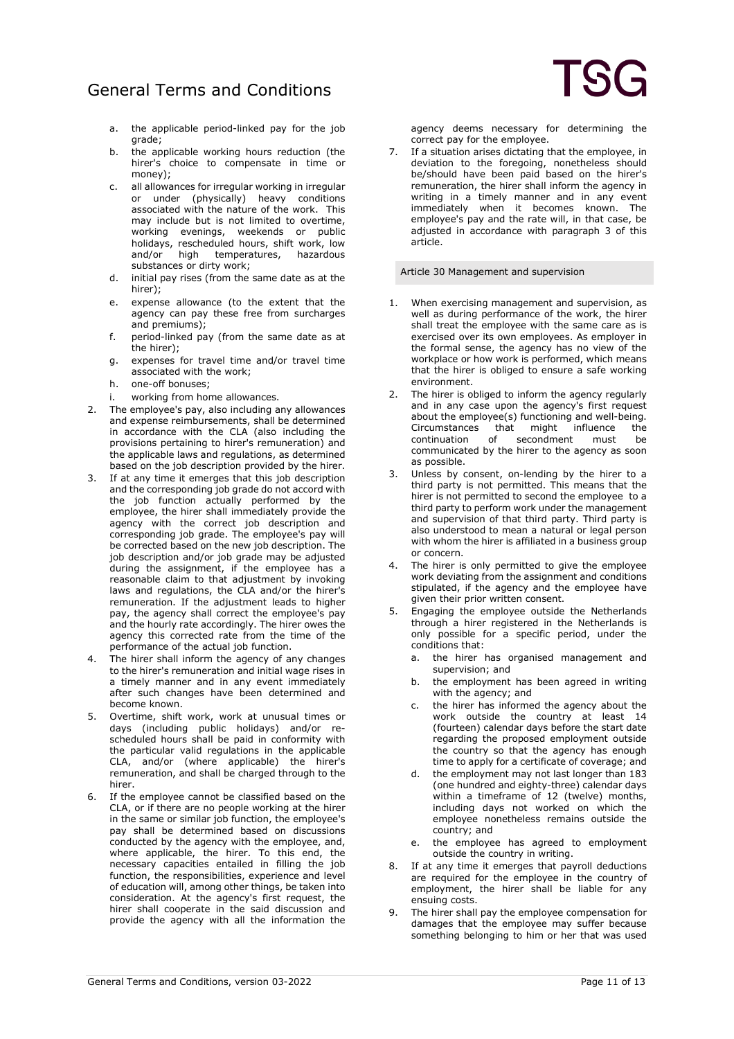a. the applicable period-linked pay for the job grade;
   b. the applicable working hours reduction (the hirer's choice to compensate in time or money);
   c. all allowances for irregular working in irregular or under (physically) heavy conditions associated with the nature of the work. This may include but is not limited to overtime, working evenings, weekends or public holidays, rescheduled hours, shift work, low and/or high temperatures, hazardous substances or dirty work;
   d. initial pay rises (from the same date as at the hirer);
   e. expense allowance (to the extent that the agency can pay these free from surcharges and premiums);
   f. period-linked pay (from the same date as at the hirer);
   g. expenses for travel time and/or travel time associated with the work;
   h. one-off bonuses;
   i. working from home allowances.
2. The employee's pay, also including any allowances and expense reimbursements, shall be determined in accordance with the CLA (also including the provisions pertaining to hirer's remuneration) and the applicable laws and regulations, as determined based on the job description provided by the hirer.
3. If at any time it emerges that this job description and the corresponding job grade do not accord with the job function actually performed by the employee, the hirer shall immediately provide the agency with the correct job description and corresponding job grade. The employee's pay will be corrected based on the new job description. The job description and/or job grade may be adjusted during the assignment, if the employee has a reasonable claim to that adjustment by invoking laws and regulations, the CLA and/or the hirer's remuneration. If the adjustment leads to higher pay, the agency shall correct the employee's pay and the hourly rate accordingly. The hirer owes the agency this corrected rate from the time of the performance of the actual job function.
4. The hirer shall inform the agency of any changes to the hirer's remuneration and initial wage rises in a timely manner and in any event immediately after such changes have been determined and become known.
5. Overtime, shift work, work at unusual times or days (including public holidays) and/or re-scheduled hours shall be paid in conformity with the particular valid regulations in the applicable CLA, and/or (where applicable) the hirer's remuneration, and shall be charged through to the hirer.
6. If the employee cannot be classified based on the CLA, or if there are no people working at the hirer in the same or similar job function, the employee's pay shall be determined based on discussions conducted by the agency with the employee, and, where applicable, the hirer. To this end, the necessary capacities entailed in filling the job function, the responsibilities, experience and level of education will, among other things, be taken into consideration. At the agency's first request, the hirer shall cooperate in the said discussion and provide the agency with all the information the agency deems necessary for determining the correct pay for the employee.
7. If a situation arises dictating that the employee, in deviation to the foregoing, nonetheless should be/should have been paid based on the hirer's remuneration, the hirer shall inform the agency in writing in a timely manner and in any event immediately when it becomes known. The employee's pay and the rate will, in that case, be adjusted in accordance with paragraph 3 of this article.

## Article 30 Management and supervision

1. When exercising management and supervision, as well as during performance of the work, the hirer shall treat the employee with the same care as is exercised over its own employees. As employer in the formal sense, the agency has no view of the workplace or how work is performed, which means that the hirer is obliged to ensure a safe working environment.
2. The hirer is obliged to inform the agency regularly and in any case upon the agency's first request about the employee(s) functioning and well-being. Circumstances that might influence the continuation of secondment must be communicated by the hirer to the agency as soon as possible.
3. Unless by consent, on-lending by the hirer to a third party is not permitted. This means that the hirer is not permitted to second the employee to a third party to perform work under the management and supervision of that third party. Third party is also understood to mean a natural or legal person with whom the hirer is affiliated in a business group or concern.
4. The hirer is only permitted to give the employee work deviating from the assignment and conditions stipulated, if the agency and the employee have given their prior written consent.
5. Engaging the employee outside the Netherlands through a hirer registered in the Netherlands is only possible for a specific period, under the conditions that:
   a. the hirer has organised management and supervision; and
   b. the employment has been agreed in writing with the agency; and
   c. the hirer has informed the agency about the work outside the country at least 14 (fourteen) calendar days before the start date regarding the proposed employment outside the country so that the agency has enough time to apply for a certificate of coverage; and
   d. the employment may not last longer than 183 (one hundred and eighty-three) calendar days within a timeframe of 12 (twelve) months, including days not worked on which the employee nonetheless remains outside the country; and
   e. the employee has agreed to employment outside the country in writing.
8. If at any time it emerges that payroll deductions are required for the employee in the country of employment, the hirer shall be liable for any ensuing costs.
9. The hirer shall pay the employee compensation for damages that the employee may suffer because something belonging to him or her that was used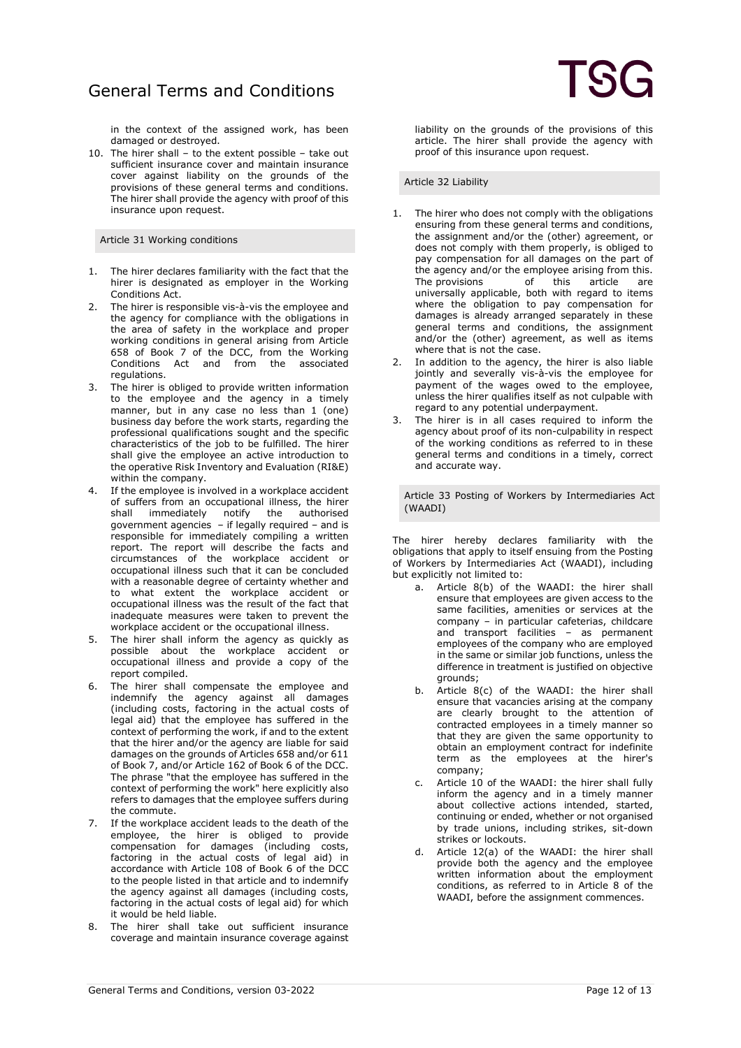in the context of the assigned work, has been damaged or destroyed.

10. The hirer shall – to the extent possible – take out sufficient insurance cover and maintain insurance cover against liability on the grounds of the provisions of these general terms and conditions. The hirer shall provide the agency with proof of this insurance upon request.

## Article 31 Working conditions

1. The hirer declares familiarity with the fact that the hirer is designated as employer in the Working Conditions Act.
2. The hirer is responsible vis-à-vis the employee and the agency for compliance with the obligations in the area of safety in the workplace and proper working conditions in general arising from Article 658 of Book 7 of the DCC, from the Working Conditions Act and from the associated regulations.
3. The hirer is obliged to provide written information to the employee and the agency in a timely manner, but in any case no less than 1 (one) business day before the work starts, regarding the professional qualifications sought and the specific characteristics of the job to be fulfilled. The hirer shall give the employee an active introduction to the operative Risk Inventory and Evaluation (RI&E) within the company.
4. If the employee is involved in a workplace accident of suffers from an occupational illness, the hirer shall immediately notify the authorised government agencies – if legally required – and is responsible for immediately compiling a written report. The report will describe the facts and circumstances of the workplace accident or occupational illness such that it can be concluded with a reasonable degree of certainty whether and to what extent the workplace accident or occupational illness was the result of the fact that inadequate measures were taken to prevent the workplace accident or the occupational illness.
5. The hirer shall inform the agency as quickly as possible about the workplace accident or occupational illness and provide a copy of the report compiled.
6. The hirer shall compensate the employee and indemnify the agency against all damages (including costs, factoring in the actual costs of legal aid) that the employee has suffered in the context of performing the work, if and to the extent that the hirer and/or the agency are liable for said damages on the grounds of Articles 658 and/or 611 of Book 7, and/or Article 162 of Book 6 of the DCC. The phrase "that the employee has suffered in the context of performing the work" here explicitly also refers to damages that the employee suffers during the commute.
7. If the workplace accident leads to the death of the employee, the hirer is obliged to provide compensation for damages (including costs, factoring in the actual costs of legal aid) in accordance with Article 108 of Book 6 of the DCC to the people listed in that article and to indemnify the agency against all damages (including costs, factoring in the actual costs of legal aid) for which it would be held liable.
8. The hirer shall take out sufficient insurance coverage and maintain insurance coverage against liability on the grounds of the provisions of this article. The hirer shall provide the agency with proof of this insurance upon request.

## Article 32 Liability

1. The hirer who does not comply with the obligations ensuring from these general terms and conditions, the assignment and/or the (other) agreement, or does not comply with them properly, is obliged to pay compensation for all damages on the part of the agency and/or the employee arising from this. The provisions of this article are universally applicable, both with regard to items where the obligation to pay compensation for damages is already arranged separately in these general terms and conditions, the assignment and/or the (other) agreement, as well as items where that is not the case.
2. In addition to the agency, the hirer is also liable jointly and severally vis-à-vis the employee for payment of the wages owed to the employee, unless the hirer qualifies itself as not culpable with regard to any potential underpayment.
3. The hirer is in all cases required to inform the agency about proof of its non-culpability in respect of the working conditions as referred to in these general terms and conditions in a timely, correct and accurate way.

## Article 33 Posting of Workers by Intermediaries Act (WAADI)

The hirer hereby declares familiarity with the obligations that apply to itself ensuing from the Posting of Workers by Intermediaries Act (WAADI), including but explicitly not limited to:

a. Article 8(b) of the WAADI: the hirer shall ensure that employees are given access to the same facilities, amenities or services at the company – in particular cafeterias, childcare and transport facilities – as permanent employees of the company who are employed in the same or similar job functions, unless the difference in treatment is justified on objective grounds;
b. Article 8(c) of the WAADI: the hirer shall ensure that vacancies arising at the company are clearly brought to the attention of contracted employees in a timely manner so that they are given the same opportunity to obtain an employment contract for indefinite term as the employees at the hirer's company;
c. Article 10 of the WAADI: the hirer shall fully inform the agency and in a timely manner about collective actions intended, started, continuing or ended, whether or not organised by trade unions, including strikes, sit-down strikes or lockouts.
d. Article 12(a) of the WAADI: the hirer shall provide both the agency and the employee written information about the employment conditions, as referred to in Article 8 of the WAADI, before the assignment commences.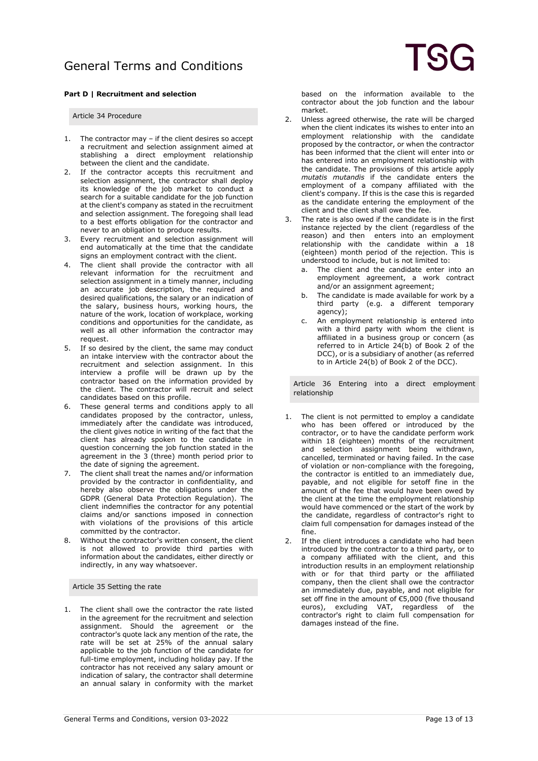## Part D | Recruitment and selection

### Article 34 Procedure

1. The contractor may – if the client desires so accept a recruitment and selection assignment aimed at stablishing a direct employment relationship between the client and the candidate.
2. If the contractor accepts this recruitment and selection assignment, the contractor shall deploy its knowledge of the job market to conduct a search for a suitable candidate for the job function at the client's company as stated in the recruitment and selection assignment. The foregoing shall lead to a best efforts obligation for the contractor and never to an obligation to produce results.
3. Every recruitment and selection assignment will end automatically at the time that the candidate signs an employment contract with the client.
4. The client shall provide the contractor with all relevant information for the recruitment and selection assignment in a timely manner, including an accurate job description, the required and desired qualifications, the salary or an indication of the salary, business hours, working hours, the nature of the work, location of workplace, working conditions and opportunities for the candidate, as well as all other information the contractor may request.
5. If so desired by the client, the same may conduct an intake interview with the contractor about the recruitment and selection assignment. In this interview a profile will be drawn up by the contractor based on the information provided by the client. The contractor will recruit and select candidates based on this profile.
6. These general terms and conditions apply to all candidates proposed by the contractor, unless, immediately after the candidate was introduced, the client gives notice in writing of the fact that the client has already spoken to the candidate in question concerning the job function stated in the agreement in the 3 (three) month period prior to the date of signing the agreement.
7. The client shall treat the names and/or information provided by the contractor in confidentiality, and hereby also observe the obligations under the GDPR (General Data Protection Regulation). The client indemnifies the contractor for any potential claims and/or sanctions imposed in connection with violations of the provisions of this article committed by the contractor.
8. Without the contractor's written consent, the client is not allowed to provide third parties with information about the candidates, either directly or indirectly, in any way whatsoever.

### Article 35 Setting the rate

1. The client shall owe the contractor the rate listed in the agreement for the recruitment and selection assignment. Should the agreement or the contractor's quote lack any mention of the rate, the rate will be set at 25% of the annual salary applicable to the job function of the candidate for full-time employment, including holiday pay. If the contractor has not received any salary amount or indication of salary, the contractor shall determine an annual salary in conformity with the market based on the information available to the contractor about the job function and the labour market.
2. Unless agreed otherwise, the rate will be charged when the client indicates its wishes to enter into an employment relationship with the candidate proposed by the contractor, or when the contractor has been informed that the client will enter into or has entered into an employment relationship with the candidate. The provisions of this article apply *mutatis mutandis* if the candidate enters the employment of a company affiliated with the client's company. If this is the case this is regarded as the candidate entering the employment of the client and the client shall owe the fee.
3. The rate is also owed if the candidate is in the first instance rejected by the client (regardless of the reason) and then enters into an employment relationship with the candidate within a 18 (eighteen) month period of the rejection. This is understood to include, but is not limited to:
   a. The client and the candidate enter into an employment agreement, a work contract and/or an assignment agreement;
   b. The candidate is made available for work by a third party (e.g. a different temporary agency);
   c. An employment relationship is entered into with a third party with whom the client is affiliated in a business group or concern (as referred to in Article 24(b) of Book 2 of the DCC), or is a subsidiary of another (as referred to in Article 24(b) of Book 2 of the DCC).

### Article 36 Entering into a direct employment relationship

1. The client is not permitted to employ a candidate who has been offered or introduced by the contractor, or to have the candidate perform work within 18 (eighteen) months of the recruitment and selection assignment being withdrawn, cancelled, terminated or having failed. In the case of violation or non-compliance with the foregoing, the contractor is entitled to an immediately due, payable, and not eligible for setoff fine in the amount of the fee that would have been owed by the client at the time the employment relationship would have commenced or the start of the work by the candidate, regardless of contractor's right to claim full compensation for damages instead of the fine.
2. If the client introduces a candidate who had been introduced by the contractor to a third party, or to a company affiliated with the client, and this introduction results in an employment relationship with or for that third party or the affiliated company, then the client shall owe the contractor an immediately due, payable, and not eligible for set off fine in the amount of €5,000 (five thousand euros), excluding VAT, regardless of the contractor's right to claim full compensation for damages instead of the fine.